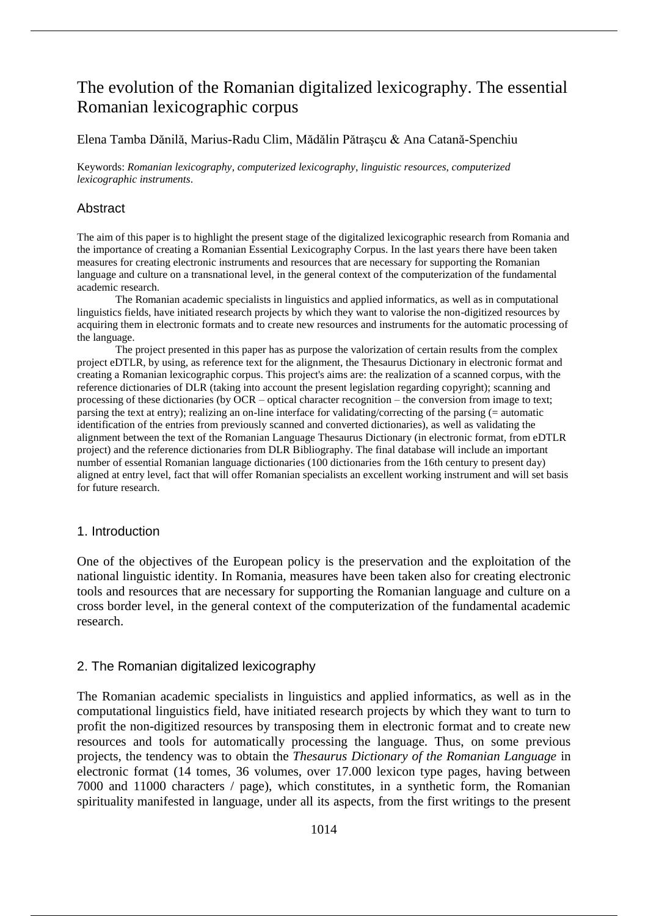# The evolution of the Romanian digitalized lexicography. The essential Romanian lexicographic corpus

Elena Tamba Dănilă, Marius-Radu Clim, Mădălin Pătraşcu & Ana Catană-Spenchiu

Keywords: *Romanian lexicography*, *computerized lexicography*, *linguistic resources*, *computerized lexicographic instruments*.

## Abstract

The aim of this paper is to highlight the present stage of the digitalized lexicographic research from Romania and the importance of creating a Romanian Essential Lexicography Corpus. In the last years there have been taken measures for creating electronic instruments and resources that are necessary for supporting the Romanian language and culture on a transnational level, in the general context of the computerization of the fundamental academic research.

The Romanian academic specialists in linguistics and applied informatics, as well as in computational linguistics fields, have initiated research projects by which they want to valorise the non-digitized resources by acquiring them in electronic formats and to create new resources and instruments for the automatic processing of the language.

The project presented in this paper has as purpose the valorization of certain results from the complex project eDTLR, by using, as reference text for the alignment, the Thesaurus Dictionary in electronic format and creating a Romanian lexicographic corpus. This project's aims are: the realization of a scanned corpus, with the reference dictionaries of DLR (taking into account the present legislation regarding copyright); scanning and processing of these dictionaries (by OCR – optical character recognition – the conversion from image to text; parsing the text at entry); realizing an on-line interface for validating/correcting of the parsing (= automatic identification of the entries from previously scanned and converted dictionaries), as well as validating the alignment between the text of the Romanian Language Thesaurus Dictionary (in electronic format, from eDTLR project) and the reference dictionaries from DLR Bibliography. The final database will include an important number of essential Romanian language dictionaries (100 dictionaries from the 16th century to present day) aligned at entry level, fact that will offer Romanian specialists an excellent working instrument and will set basis for future research.

## 1. Introduction

One of the objectives of the European policy is the preservation and the exploitation of the national linguistic identity. In Romania, measures have been taken also for creating electronic tools and resources that are necessary for supporting the Romanian language and culture on a cross border level, in the general context of the computerization of the fundamental academic research.

## 2. The Romanian digitalized lexicography

The Romanian academic specialists in linguistics and applied informatics, as well as in the computational linguistics field, have initiated research projects by which they want to turn to profit the non-digitized resources by transposing them in electronic format and to create new resources and tools for automatically processing the language. Thus, on some previous projects, the tendency was to obtain the *Thesaurus Dictionary of the Romanian Language* in electronic format (14 tomes, 36 volumes, over 17.000 lexicon type pages, having between 7000 and 11000 characters / page), which constitutes, in a synthetic form, the Romanian spirituality manifested in language, under all its aspects, from the first writings to the present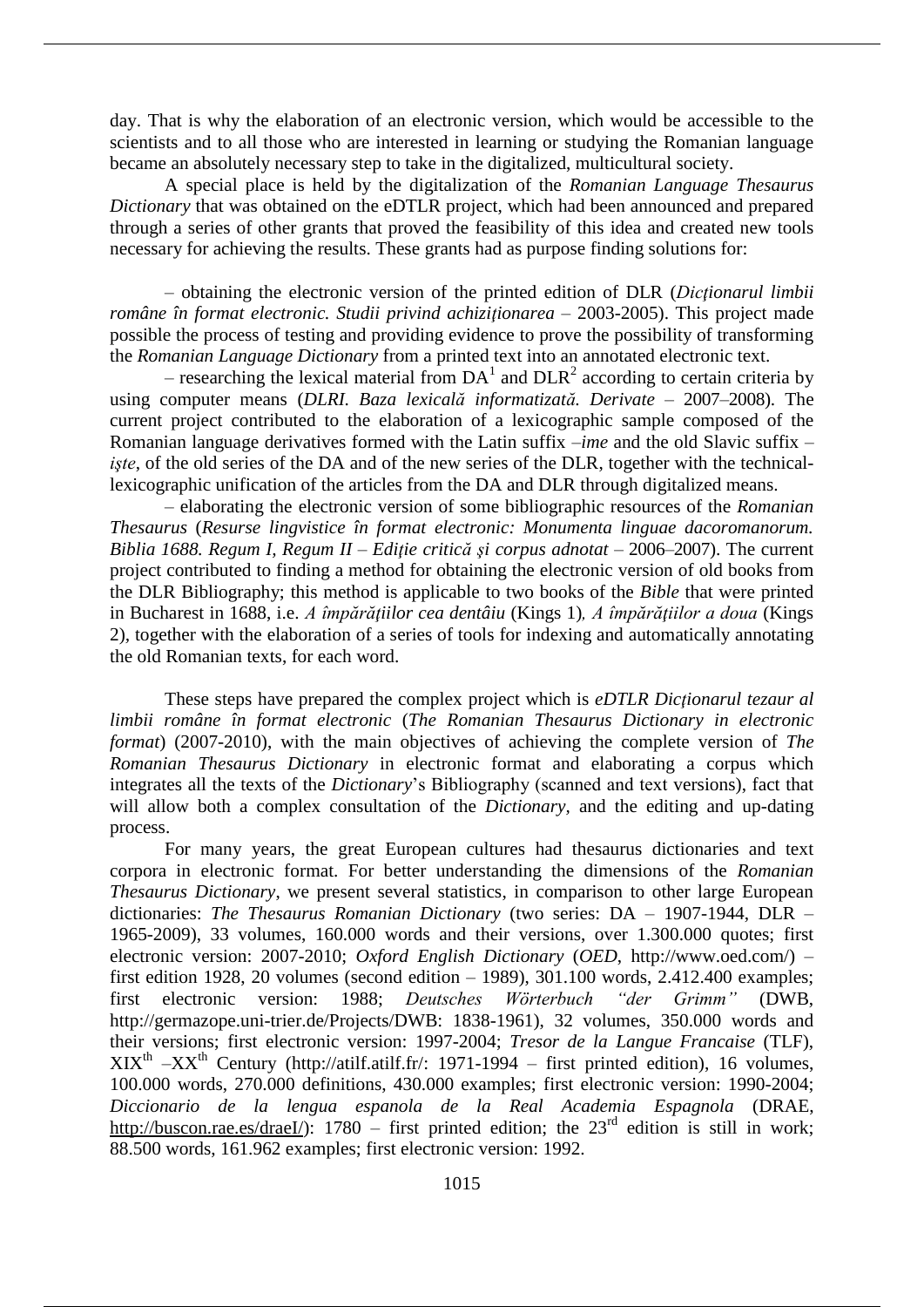day. That is why the elaboration of an electronic version, which would be accessible to the scientists and to all those who are interested in learning or studying the Romanian language became an absolutely necessary step to take in the digitalized, multicultural society.

A special place is held by the digitalization of the *Romanian Language Thesaurus Dictionary* that was obtained on the eDTLR project, which had been announced and prepared through a series of other grants that proved the feasibility of this idea and created new tools necessary for achieving the results. These grants had as purpose finding solutions for:

– obtaining the electronic version of the printed edition of DLR (*Dicţionarul limbii române în format electronic. Studii privind achiziţionarea* – 2003-2005). This project made possible the process of testing and providing evidence to prove the possibility of transforming the *Romanian Language Dictionary* from a printed text into an annotated electronic text.

– researching the lexical material from DA[1] and DLR[2] according to certain criteria by using computer means (*DLRI. Baza lexicală informatizată. Derivate* – 2007–2008). The current project contributed to the elaboration of a lexicographic sample composed of the Romanian language derivatives formed with the Latin suffix –*ime* and the old Slavic suffix –*işte*, of the old series of the DA and of the new series of the DLR, together with the technical-lexicographic unification of the articles from the DA and DLR through digitalized means.

– elaborating the electronic version of some bibliographic resources of the *Romanian Thesaurus* (*Resurse lingvistice în format electronic: Monumenta linguae dacoromanorum. Biblia 1688. Regum I, Regum II – Ediţie critică şi corpus adnotat* – 2006–2007). The current project contributed to finding a method for obtaining the electronic version of old books from the DLR Bibliography; this method is applicable to two books of the *Bible* that were printed in Bucharest in 1688, i.e. *A împărăţiilor cea dentâiu* (Kings 1)*, A împărăţiilor a doua* (Kings 2), together with the elaboration of a series of tools for indexing and automatically annotating the old Romanian texts, for each word.

These steps have prepared the complex project which is *eDTLR Dicţionarul tezaur al limbii române în format electronic* (*The Romanian Thesaurus Dictionary in electronic format*) (2007-2010), with the main objectives of achieving the complete version of *The Romanian Thesaurus Dictionary* in electronic format and elaborating a corpus which integrates all the texts of the *Dictionary*'s Bibliography (scanned and text versions), fact that will allow both a complex consultation of the *Dictionary,* and the editing and up-dating process.

For many years, the great European cultures had thesaurus dictionaries and text corpora in electronic format. For better understanding the dimensions of the *Romanian Thesaurus Dictionary*, we present several statistics, in comparison to other large European dictionaries: *The Thesaurus Romanian Dictionary* (two series: DA – 1907-1944, DLR – 1965-2009), 33 volumes, 160.000 words and their versions, over 1.300.000 quotes; first electronic version: 2007-2010; *Oxford English Dictionary* (*OED*, http://www.oed.com/) – first edition 1928, 20 volumes (second edition – 1989), 301.100 words, 2.412.400 examples; first electronic version: 1988; *Deutsches Wörterbuch "der Grimm"* (DWB, http://germazope.uni-trier.de/Projects/DWB: 1838-1961), 32 volumes, 350.000 words and their versions; first electronic version: 1997-2004; *Tresor de la Langue Francaise* (TLF), XIX[th] –XX[th] Century (http://atilf.atilf.fr/: 1971-1994 – first printed edition), 16 volumes, 100.000 words, 270.000 definitions, 430.000 examples; first electronic version: 1990-2004; *Diccionario de la lengua espanola de la Real Academia Espagnola* (DRAE, http://buscon.rae.es/draeI/): 1780 – first printed edition; the 23[rd] edition is still in work; 88.500 words, 161.962 examples; first electronic version: 1992.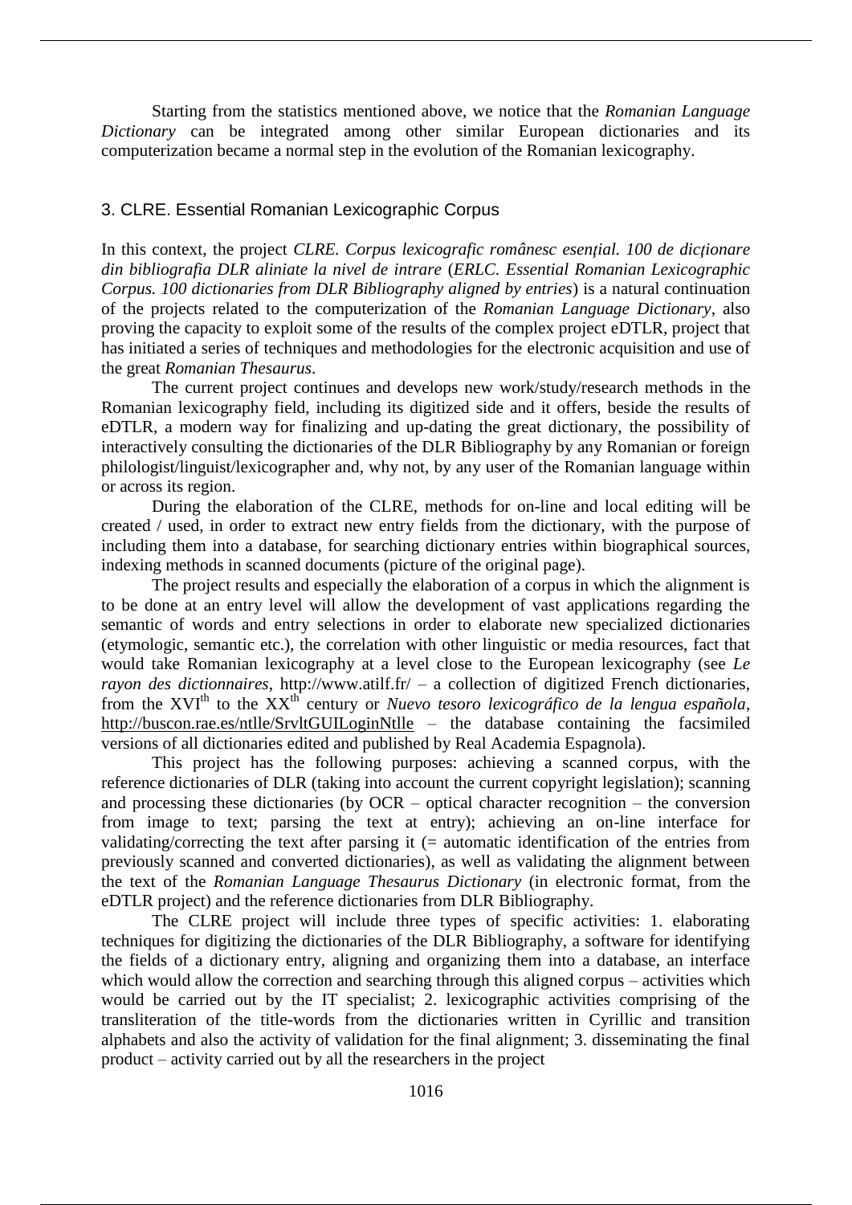Starting from the statistics mentioned above, we notice that the *Romanian Language Dictionary* can be integrated among other similar European dictionaries and its computerization became a normal step in the evolution of the Romanian lexicography.

## 3. CLRE. Essential Romanian Lexicographic Corpus

In this context, the project *CLRE. Corpus lexicografic românesc esențial. 100 de dicționare din bibliografia DLR aliniate la nivel de intrare* (*ERLC. Essential Romanian Lexicographic Corpus. 100 dictionaries from DLR Bibliography aligned by entries*) is a natural continuation of the projects related to the computerization of the *Romanian Language Dictionary*, also proving the capacity to exploit some of the results of the complex project eDTLR, project that has initiated a series of techniques and methodologies for the electronic acquisition and use of the great *Romanian Thesaurus*.

The current project continues and develops new work/study/research methods in the Romanian lexicography field, including its digitized side and it offers, beside the results of eDTLR, a modern way for finalizing and up-dating the great dictionary, the possibility of interactively consulting the dictionaries of the DLR Bibliography by any Romanian or foreign philologist/linguist/lexicographer and, why not, by any user of the Romanian language within or across its region.

During the elaboration of the CLRE, methods for on-line and local editing will be created / used, in order to extract new entry fields from the dictionary, with the purpose of including them into a database, for searching dictionary entries within biographical sources, indexing methods in scanned documents (picture of the original page).

The project results and especially the elaboration of a corpus in which the alignment is to be done at an entry level will allow the development of vast applications regarding the semantic of words and entry selections in order to elaborate new specialized dictionaries (etymologic, semantic etc.), the correlation with other linguistic or media resources, fact that would take Romanian lexicography at a level close to the European lexicography (see *Le rayon des dictionnaires*, http://www.atilf.fr/ – a collection of digitized French dictionaries, from the XVI[th] to the XX[th] century or *Nuevo tesoro lexicográfico de la lengua española*, http://buscon.rae.es/ntlle/SrvltGUILoginNtlle – the database containing the facsimiled versions of all dictionaries edited and published by Real Academia Espagnola).

This project has the following purposes: achieving a scanned corpus, with the reference dictionaries of DLR (taking into account the current copyright legislation); scanning and processing these dictionaries (by OCR – optical character recognition – the conversion from image to text; parsing the text at entry); achieving an on-line interface for validating/correcting the text after parsing it (= automatic identification of the entries from previously scanned and converted dictionaries), as well as validating the alignment between the text of the *Romanian Language Thesaurus Dictionary* (in electronic format, from the eDTLR project) and the reference dictionaries from DLR Bibliography.

The CLRE project will include three types of specific activities: 1. elaborating techniques for digitizing the dictionaries of the DLR Bibliography, a software for identifying the fields of a dictionary entry, aligning and organizing them into a database, an interface which would allow the correction and searching through this aligned corpus – activities which would be carried out by the IT specialist; 2. lexicographic activities comprising of the transliteration of the title-words from the dictionaries written in Cyrillic and transition alphabets and also the activity of validation for the final alignment; 3. disseminating the final product – activity carried out by all the researchers in the project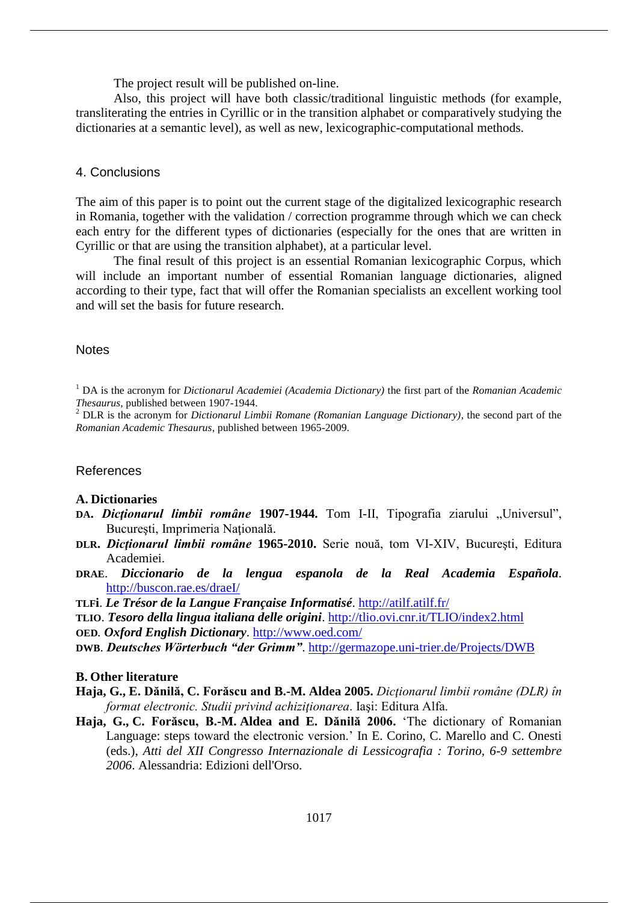The project result will be published on-line.

Also, this project will have both classic/traditional linguistic methods (for example, transliterating the entries in Cyrillic or in the transition alphabet or comparatively studying the dictionaries at a semantic level), as well as new, lexicographic-computational methods.

## 4. Conclusions

The aim of this paper is to point out the current stage of the digitalized lexicographic research in Romania, together with the validation / correction programme through which we can check each entry for the different types of dictionaries (especially for the ones that are written in Cyrillic or that are using the transition alphabet), at a particular level.

The final result of this project is an essential Romanian lexicographic Corpus, which will include an important number of essential Romanian language dictionaries, aligned according to their type, fact that will offer the Romanian specialists an excellent working tool and will set the basis for future research.

## Notes

[1] DA is the acronym for *Dictionarul Academiei (Academia Dictionary)* the first part of the *Romanian Academic Thesaurus*, published between 1907-1944.

[2] DLR is the acronym for *Dictionarul Limbii Romane (Romanian Language Dictionary)*, the second part of the *Romanian Academic Thesaurus*, published between 1965-2009.

## References

### A. Dictionaries

**DA.** ***Dicţionarul limbii române*** **1907-1944.** Tom I-II, Tipografia ziarului „Universul", Bucureşti, Imprimeria Naţională.

**DLR.** ***Dicţionarul limbii române*** **1965-2010.** Serie nouă, tom VI-XIV, Bucureşti, Editura Academiei.

**DRAE**. ***Diccionario de la lengua espanola de la Real Academia Española***. http://buscon.rae.es/draeI/

**TLFi**. ***Le Trésor de la Langue Française Informatisé***. http://atilf.atilf.fr/

**TLIO**. ***Tesoro della lingua italiana delle origini***. http://tlio.ovi.cnr.it/TLIO/index2.html

**OED**. ***Oxford English Dictionary***. http://www.oed.com/

**DWB**. ***Deutsches Wörterbuch "der Grimm"***. http://germazope.uni-trier.de/Projects/DWB

### B. Other literature

**Haja, G., E. Dănilă, C. Forăscu and B.-M. Aldea 2005.** *Dicţionarul limbii române (DLR) în format electronic. Studii privind achiziţionarea*. Iaşi: Editura Alfa.

**Haja, G., C. Forăscu, B.-M. Aldea and E. Dănilă 2006.** 'The dictionary of Romanian Language: steps toward the electronic version.' In E. Corino, C. Marello and C. Onesti (eds.), *Atti del XII Congresso Internazionale di Lessicografia : Torino, 6-9 settembre 2006*. Alessandria: Edizioni dell'Orso.